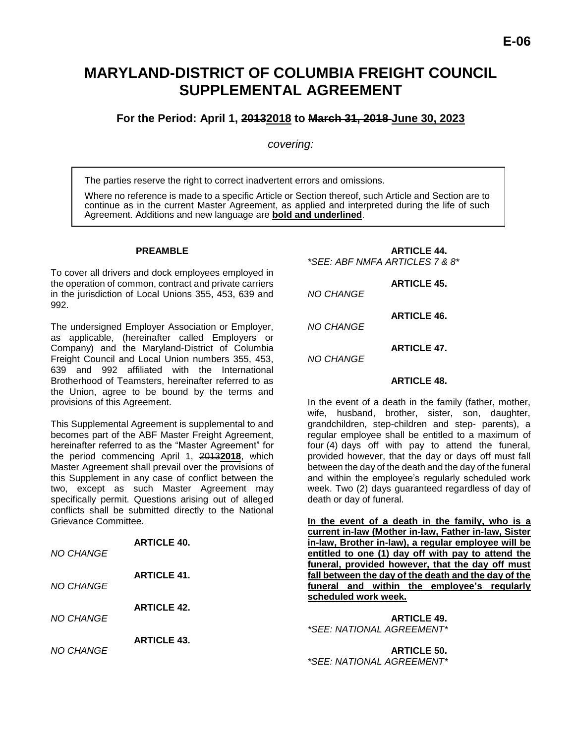# MARYLAND-DISTRICT OF COLUMBIA FREIGHT COUNCIL SUPPLEMENTAL AGREEMENT

### For the Period: April 1, ~~2013~~**<u>2018</u>** to ~~March 31, 2018~~ **<u>June 30, 2023</u>**

*covering:*

> The parties reserve the right to correct inadvertent errors and omissions.
>
> Where no reference is made to a specific Article or Section thereof, such Article and Section are to continue as in the current Master Agreement, as applied and interpreted during the life of such Agreement. Additions and new language are **<u>bold and underlined</u>**.

**PREAMBLE**

To cover all drivers and dock employees employed in the operation of common, contract and private carriers in the jurisdiction of Local Unions 355, 453, 639 and 992.

The undersigned Employer Association or Employer, as applicable, (hereinafter called Employers or Company) and the Maryland-District of Columbia Freight Council and Local Union numbers 355, 453, 639 and 992 affiliated with the International Brotherhood of Teamsters, hereinafter referred to as the Union, agree to be bound by the terms and provisions of this Agreement.

This Supplemental Agreement is supplemental to and becomes part of the ABF Master Freight Agreement, hereinafter referred to as the "Master Agreement" for the period commencing April 1, ~~2013~~**<u>2018</u>**, which Master Agreement shall prevail over the provisions of this Supplement in any case of conflict between the two, except as such Master Agreement may specifically permit. Questions arising out of alleged conflicts shall be submitted directly to the National Grievance Committee.

**ARTICLE 40.**

*NO CHANGE*

**ARTICLE 41.**

*NO CHANGE*

**ARTICLE 42.**

*NO CHANGE*

**ARTICLE 43.**

*NO CHANGE*

**ARTICLE 44.**

*\*SEE: ABF NMFA ARTICLES 7 & 8\**

**ARTICLE 45.**

*NO CHANGE*

**ARTICLE 46.**

*NO CHANGE*

**ARTICLE 47.**

*NO CHANGE*

**ARTICLE 48.**

In the event of a death in the family (father, mother, wife, husband, brother, sister, son, daughter, grandchildren, step-children and step- parents), a regular employee shall be entitled to a maximum of four (4) days off with pay to attend the funeral, provided however, that the day or days off must fall between the day of the death and the day of the funeral and within the employee's regularly scheduled work week. Two (2) days guaranteed regardless of day of death or day of funeral.

**<u>In the event of a death in the family, who is a current in-law (Mother in-law, Father in-law, Sister in-law, Brother in-law), a regular employee will be entitled to one (1) day off with pay to attend the funeral, provided however, that the day off must fall between the day of the death and the day of the funeral and within the employee's regularly scheduled work week.</u>**

**ARTICLE 49.**

*\*SEE: NATIONAL AGREEMENT\**

**ARTICLE 50.**

*\*SEE: NATIONAL AGREEMENT\**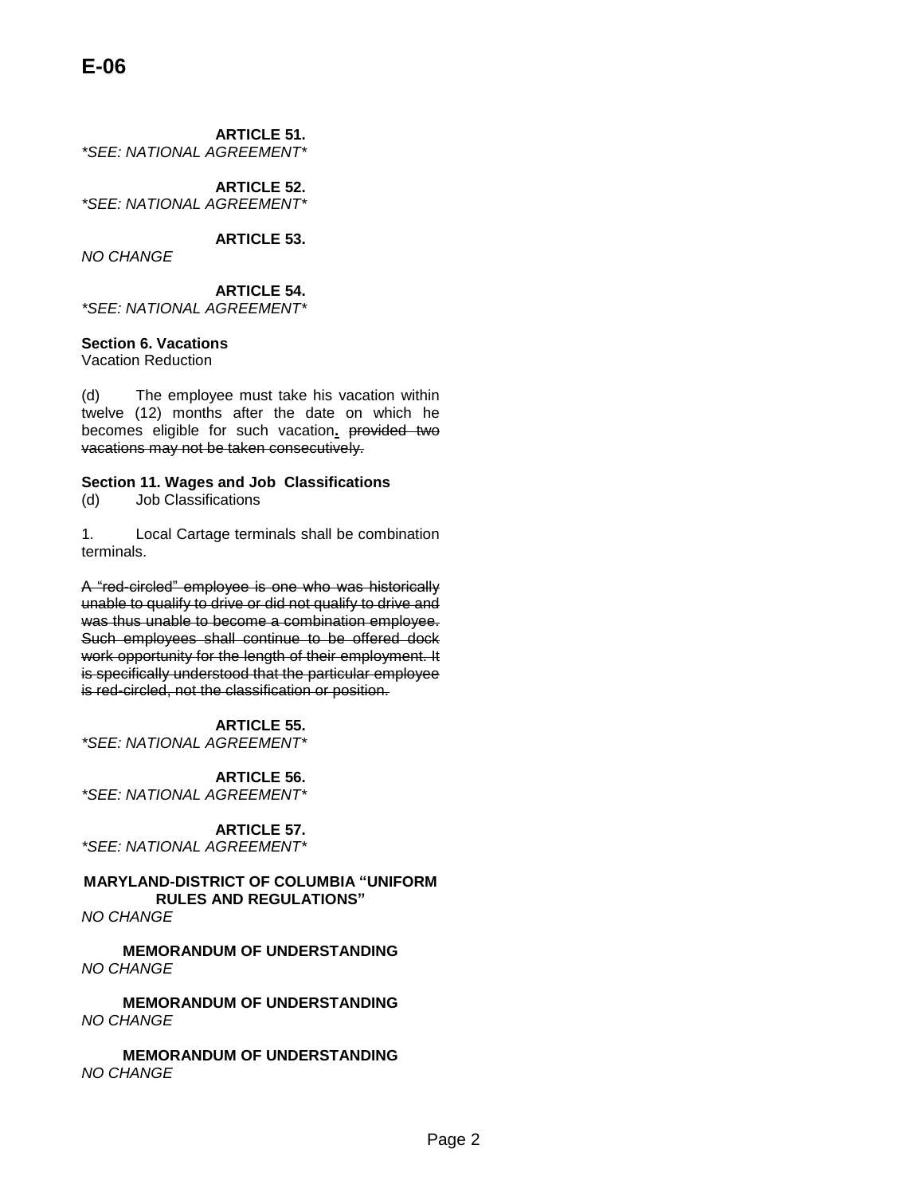**ARTICLE 51.**

*\*SEE: NATIONAL AGREEMENT\**

**ARTICLE 52.**

*\*SEE: NATIONAL AGREEMENT\**

**ARTICLE 53.**

*NO CHANGE*

**ARTICLE 54.**

*\*SEE: NATIONAL AGREEMENT\**

**Section 6. Vacations**
Vacation Reduction

(d) The employee must take his vacation within twelve (12) months after the date on which he becomes eligible for such vacation**.** ~~provided two vacations may not be taken consecutively.~~

**Section 11. Wages and Job Classifications**
(d) Job Classifications

1. Local Cartage terminals shall be combination terminals.

~~A "red-circled" employee is one who was historically unable to qualify to drive or did not qualify to drive and was thus unable to become a combination employee. Such employees shall continue to be offered dock work opportunity for the length of their employment. It is specifically understood that the particular employee is red-circled, not the classification or position.~~

**ARTICLE 55.**

*\*SEE: NATIONAL AGREEMENT\**

**ARTICLE 56.**

*\*SEE: NATIONAL AGREEMENT\**

**ARTICLE 57.**

*\*SEE: NATIONAL AGREEMENT\**

**MARYLAND-DISTRICT OF COLUMBIA "UNIFORM RULES AND REGULATIONS"**

*NO CHANGE*

**MEMORANDUM OF UNDERSTANDING**

*NO CHANGE*

**MEMORANDUM OF UNDERSTANDING**

*NO CHANGE*

**MEMORANDUM OF UNDERSTANDING**

*NO CHANGE*